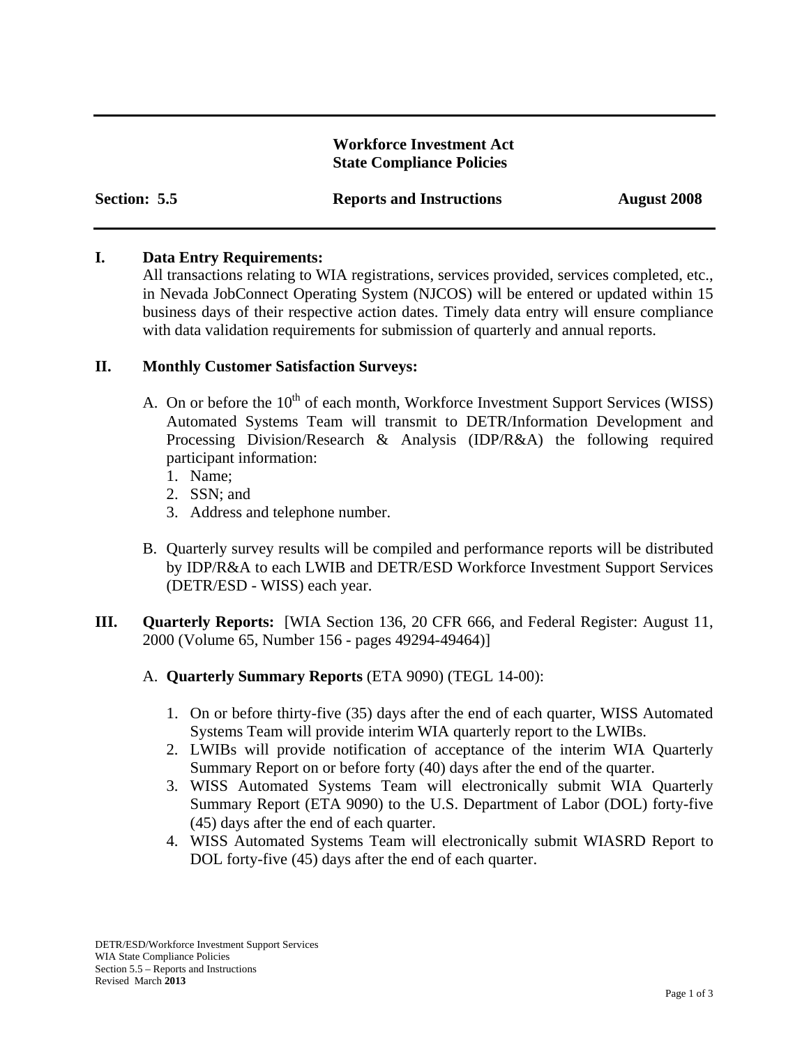**Workforce Investment Act**
**State Compliance Policies**

**Section: 5.5** **Reports and Instructions** **August 2008**

## I. Data Entry Requirements:

All transactions relating to WIA registrations, services provided, services completed, etc., in Nevada JobConnect Operating System (NJCOS) will be entered or updated within 15 business days of their respective action dates. Timely data entry will ensure compliance with data validation requirements for submission of quarterly and annual reports.

## II. Monthly Customer Satisfaction Surveys:

A. On or before the 10th of each month, Workforce Investment Support Services (WISS) Automated Systems Team will transmit to DETR/Information Development and Processing Division/Research & Analysis (IDP/R&A) the following required participant information:
   1. Name;
   2. SSN; and
   3. Address and telephone number.

B. Quarterly survey results will be compiled and performance reports will be distributed by IDP/R&A to each LWIB and DETR/ESD Workforce Investment Support Services (DETR/ESD - WISS) each year.

## III. Quarterly Reports: [WIA Section 136, 20 CFR 666, and Federal Register: August 11, 2000 (Volume 65, Number 156 - pages 49294-49464)]

A. **Quarterly Summary Reports** (ETA 9090) (TEGL 14-00):

   1. On or before thirty-five (35) days after the end of each quarter, WISS Automated Systems Team will provide interim WIA quarterly report to the LWIBs.
   2. LWIBs will provide notification of acceptance of the interim WIA Quarterly Summary Report on or before forty (40) days after the end of the quarter.
   3. WISS Automated Systems Team will electronically submit WIA Quarterly Summary Report (ETA 9090) to the U.S. Department of Labor (DOL) forty-five (45) days after the end of each quarter.
   4. WISS Automated Systems Team will electronically submit WIASRD Report to DOL forty-five (45) days after the end of each quarter.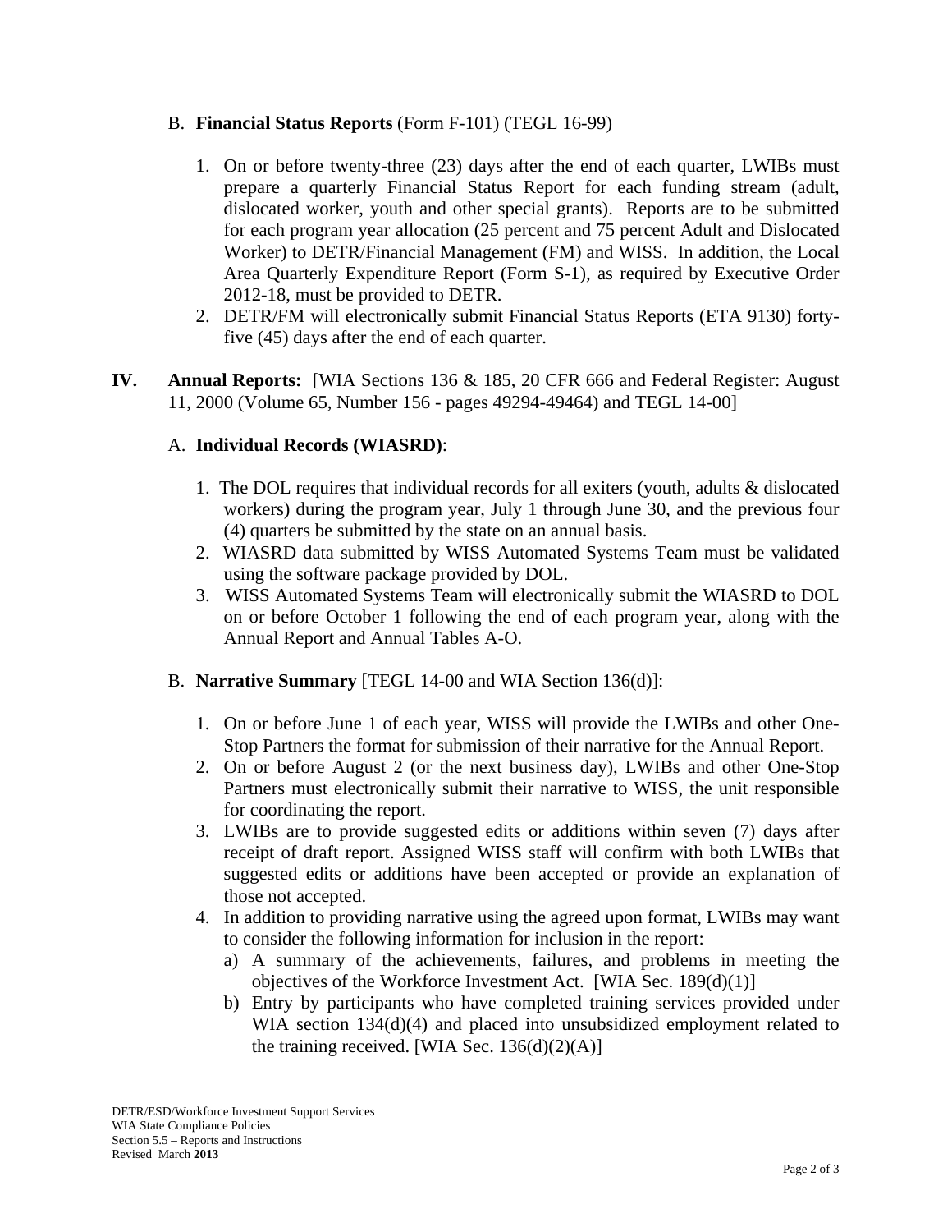B. **Financial Status Reports** (Form F-101) (TEGL 16-99)

1. On or before twenty-three (23) days after the end of each quarter, LWIBs must prepare a quarterly Financial Status Report for each funding stream (adult, dislocated worker, youth and other special grants). Reports are to be submitted for each program year allocation (25 percent and 75 percent Adult and Dislocated Worker) to DETR/Financial Management (FM) and WISS. In addition, the Local Area Quarterly Expenditure Report (Form S-1), as required by Executive Order 2012-18, must be provided to DETR.
2. DETR/FM will electronically submit Financial Status Reports (ETA 9130) forty-five (45) days after the end of each quarter.

## IV. Annual Reports: [WIA Sections 136 & 185, 20 CFR 666 and Federal Register: August 11, 2000 (Volume 65, Number 156 - pages 49294-49464) and TEGL 14-00]

A. **Individual Records (WIASRD)**:

1. The DOL requires that individual records for all exiters (youth, adults & dislocated workers) during the program year, July 1 through June 30, and the previous four (4) quarters be submitted by the state on an annual basis.
2. WIASRD data submitted by WISS Automated Systems Team must be validated using the software package provided by DOL.
3. WISS Automated Systems Team will electronically submit the WIASRD to DOL on or before October 1 following the end of each program year, along with the Annual Report and Annual Tables A-O.

B. **Narrative Summary** [TEGL 14-00 and WIA Section 136(d)]:

1. On or before June 1 of each year, WISS will provide the LWIBs and other One-Stop Partners the format for submission of their narrative for the Annual Report.
2. On or before August 2 (or the next business day), LWIBs and other One-Stop Partners must electronically submit their narrative to WISS, the unit responsible for coordinating the report.
3. LWIBs are to provide suggested edits or additions within seven (7) days after receipt of draft report. Assigned WISS staff will confirm with both LWIBs that suggested edits or additions have been accepted or provide an explanation of those not accepted.
4. In addition to providing narrative using the agreed upon format, LWIBs may want to consider the following information for inclusion in the report:
   a) A summary of the achievements, failures, and problems in meeting the objectives of the Workforce Investment Act. [WIA Sec. 189(d)(1)]
   b) Entry by participants who have completed training services provided under WIA section 134(d)(4) and placed into unsubsidized employment related to the training received. [WIA Sec. 136(d)(2)(A)]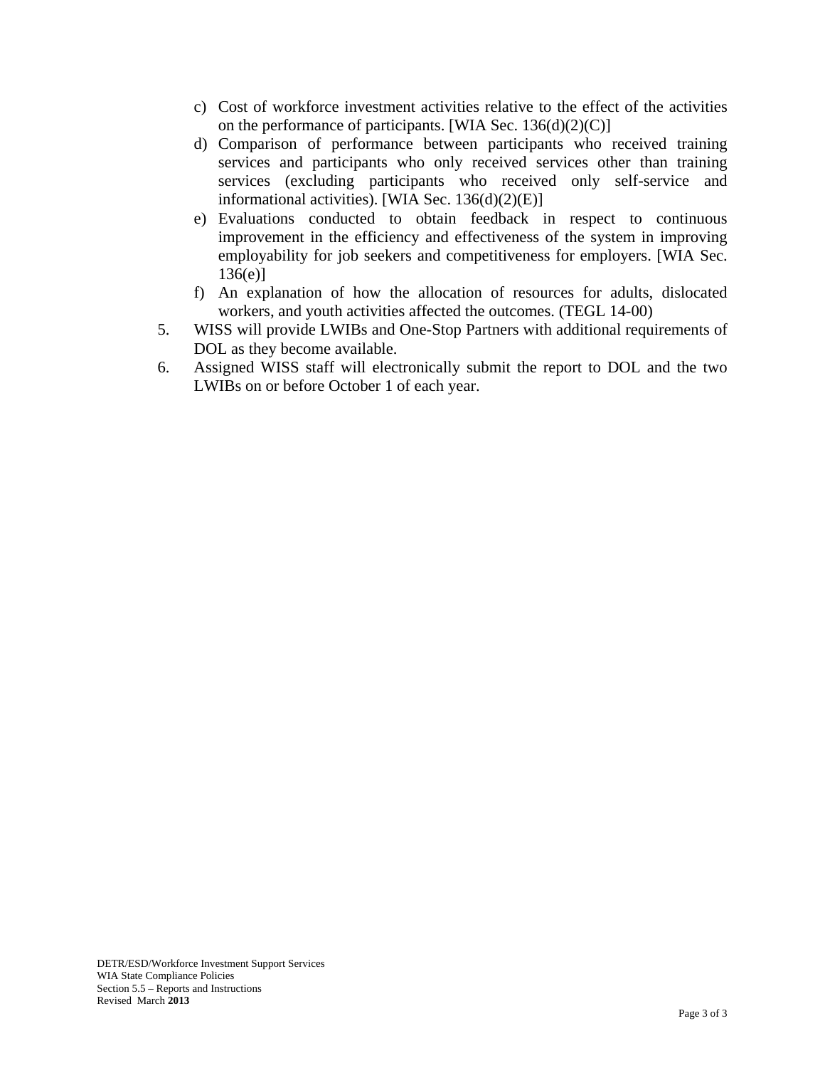c) Cost of workforce investment activities relative to the effect of the activities on the performance of participants. [WIA Sec. 136(d)(2)(C)]

d) Comparison of performance between participants who received training services and participants who only received services other than training services (excluding participants who received only self-service and informational activities). [WIA Sec. 136(d)(2)(E)]

e) Evaluations conducted to obtain feedback in respect to continuous improvement in the efficiency and effectiveness of the system in improving employability for job seekers and competitiveness for employers. [WIA Sec. 136(e)]

f) An explanation of how the allocation of resources for adults, dislocated workers, and youth activities affected the outcomes. (TEGL 14-00)

5. WISS will provide LWIBs and One-Stop Partners with additional requirements of DOL as they become available.

6. Assigned WISS staff will electronically submit the report to DOL and the two LWIBs on or before October 1 of each year.